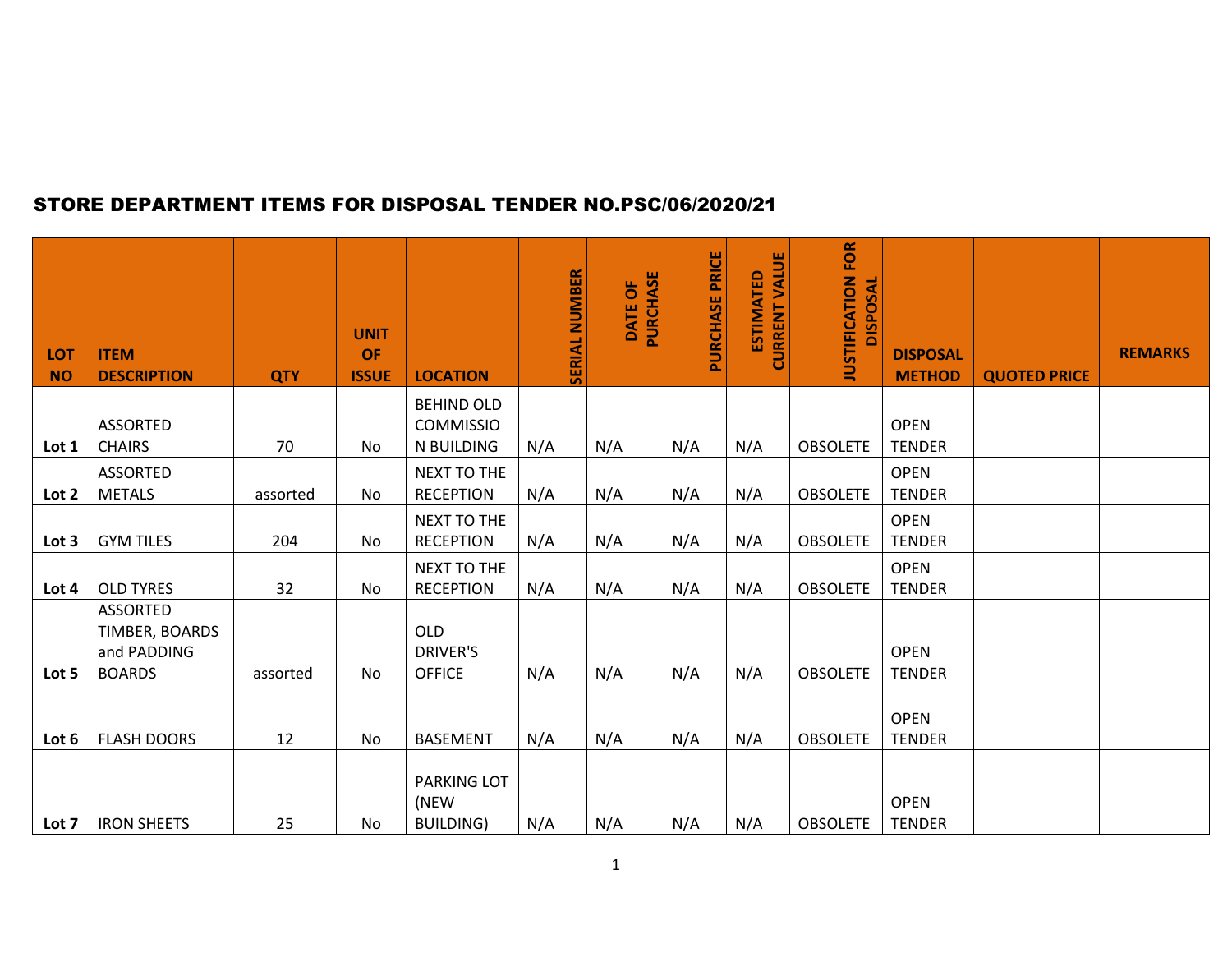## STORE DEPARTMENT ITEMS FOR DISPOSAL TENDER NO.PSC/06/2020/21

| LOT NO | ITEM DESCRIPTION | QTY | UNIT OF ISSUE | LOCATION | SERIAL NUMBER | DATE OF PURCHASE | PURCHASE PRICE | ESTIMATED CURRENT VALUE | JUSTIFICATION FOR DISPOSAL | DISPOSAL METHOD | QUOTED PRICE | REMARKS |
|---|---|---|---|---|---|---|---|---|---|---|---|---|
| Lot 1 | ASSORTED CHAIRS | 70 | No | BEHIND OLD COMMISSION BUILDING | N/A | N/A | N/A | N/A | OBSOLETE | OPEN TENDER | | |
| Lot 2 | ASSORTED METALS | assorted | No | NEXT TO THE RECEPTION | N/A | N/A | N/A | N/A | OBSOLETE | OPEN TENDER | | |
| Lot 3 | GYM TILES | 204 | No | NEXT TO THE RECEPTION | N/A | N/A | N/A | N/A | OBSOLETE | OPEN TENDER | | |
| Lot 4 | OLD TYRES | 32 | No | NEXT TO THE RECEPTION | N/A | N/A | N/A | N/A | OBSOLETE | OPEN TENDER | | |
| Lot 5 | ASSORTED TIMBER, BOARDS and PADDING BOARDS | assorted | No | OLD DRIVER'S OFFICE | N/A | N/A | N/A | N/A | OBSOLETE | OPEN TENDER | | |
| Lot 6 | FLASH DOORS | 12 | No | BASEMENT | N/A | N/A | N/A | N/A | OBSOLETE | OPEN TENDER | | |
| Lot 7 | IRON SHEETS | 25 | No | PARKING LOT (NEW BUILDING) | N/A | N/A | N/A | N/A | OBSOLETE | OPEN TENDER | | |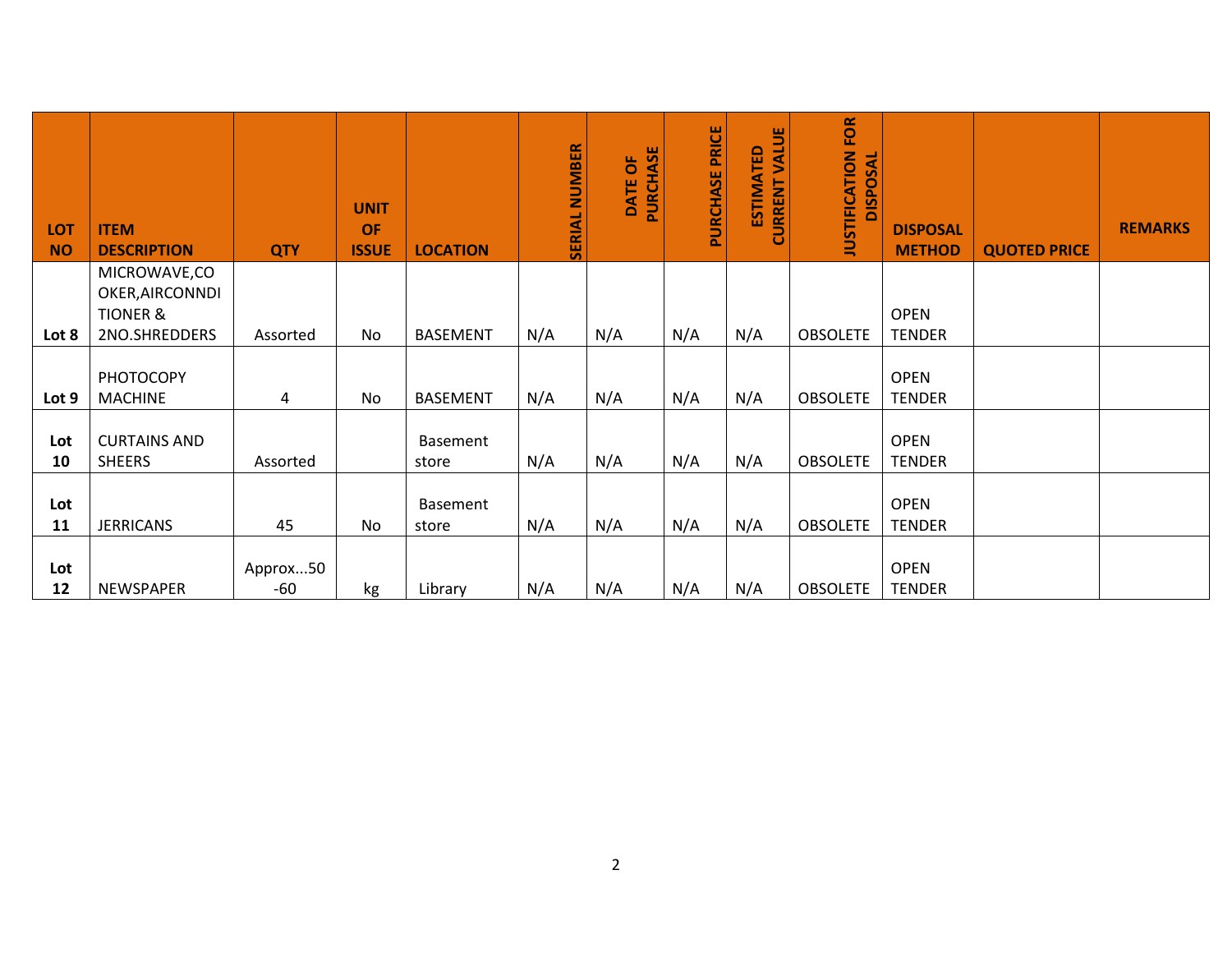| LOT NO | ITEM DESCRIPTION | QTY | UNIT OF ISSUE | LOCATION | SERIAL NUMBER | DATE OF PURCHASE | PURCHASE PRICE | ESTIMATED CURRENT VALUE | JUSTIFICATION FOR DISPOSAL | DISPOSAL METHOD | QUOTED PRICE | REMARKS |
|---|---|---|---|---|---|---|---|---|---|---|---|---|
| Lot 8 | MICROWAVE,COOKER,AIRCONNDITIONER & 2NO.SHREDDERS | Assorted | No | BASEMENT | N/A | N/A | N/A | N/A | OBSOLETE | OPEN TENDER | | |
| Lot 9 | PHOTOCOPY MACHINE | 4 | No | BASEMENT | N/A | N/A | N/A | N/A | OBSOLETE | OPEN TENDER | | |
| Lot 10 | CURTAINS AND SHEERS | Assorted | | Basement store | N/A | N/A | N/A | N/A | OBSOLETE | OPEN TENDER | | |
| Lot 11 | JERRICANS | 45 | No | Basement store | N/A | N/A | N/A | N/A | OBSOLETE | OPEN TENDER | | |
| Lot 12 | NEWSPAPER | Approx...50-60 | kg | Library | N/A | N/A | N/A | N/A | OBSOLETE | OPEN TENDER | | |